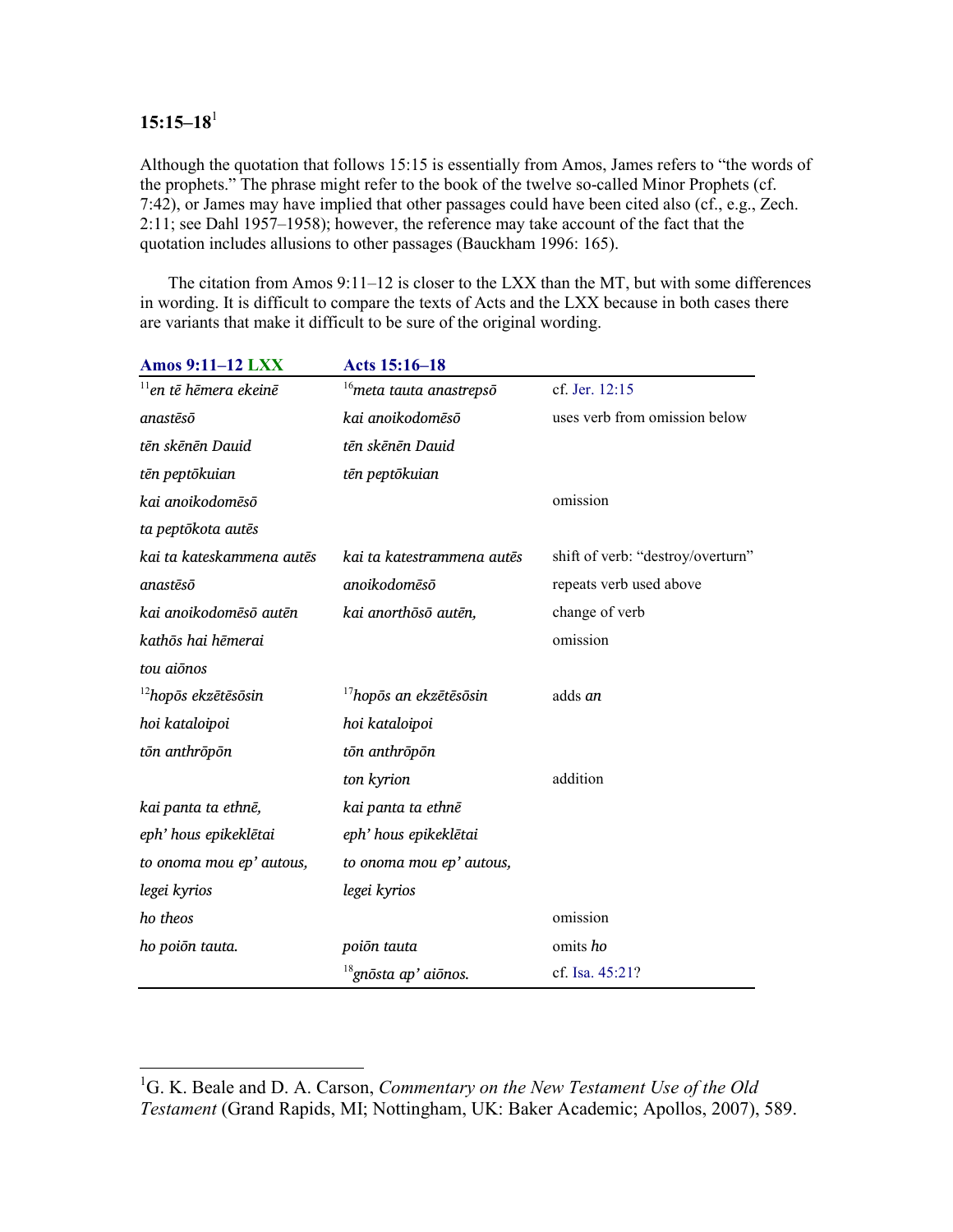## 15:15–18[1]

Although the quotation that follows 15:15 is essentially from Amos, James refers to "the words of the prophets." The phrase might refer to the book of the twelve so-called Minor Prophets (cf. 7:42), or James may have implied that other passages could have been cited also (cf., e.g., Zech. 2:11; see Dahl 1957–1958); however, the reference may take account of the fact that the quotation includes allusions to other passages (Bauckham 1996: 165).

The citation from Amos 9:11–12 is closer to the LXX than the MT, but with some differences in wording. It is difficult to compare the texts of Acts and the LXX because in both cases there are variants that make it difficult to be sure of the original wording.

| Amos 9:11–12 LXX | Acts 15:16–18 | |
|---|---|---|
| [11]*en tē hēmera ekeinē* | [16]*meta tauta anastrepsō* | cf. Jer. 12:15 |
| *anastēsō* | *kai anoikodomēsō* | uses verb from omission below |
| *tēn skēnēn Dauid* | *tēn skēnēn Dauid* | |
| *tēn peptōkuian* | *tēn peptōkuian* | |
| *kai anoikodomēsō* | | omission |
| *ta peptōkota autēs* | | |
| *kai ta kateskammena autēs* | *kai ta katestrammena autēs* | shift of verb: "destroy/overturn" |
| *anastēsō* | *anoikodomēsō* | repeats verb used above |
| *kai anoikodomēsō autēn* | *kai anorthōsō autēn,* | change of verb |
| *kathōs hai hēmerai* | | omission |
| *tou aiōnos* | | |
| [12]*hopōs ekzētēsōsin* | [17]*hopōs an ekzētēsōsin* | adds *an* |
| *hoi kataloipoi* | *hoi kataloipoi* | |
| *tōn anthrōpōn* | *tōn anthrōpōn* | |
| | *ton kyrion* | addition |
| *kai panta ta ethnē,* | *kai panta ta ethnē* | |
| *eph' hous epikeklētai* | *eph' hous epikeklētai* | |
| *to onoma mou ep' autous,* | *to onoma mou ep' autous,* | |
| *legei kyrios* | *legei kyrios* | |
| *ho theos* | | omission |
| *ho poiōn tauta.* | *poiōn tauta* | omits *ho* |
| | [18]*gnōsta ap' aiōnos.* | cf. Isa. 45:21? |

[1]G. K. Beale and D. A. Carson, *Commentary on the New Testament Use of the Old Testament* (Grand Rapids, MI; Nottingham, UK: Baker Academic; Apollos, 2007), 589.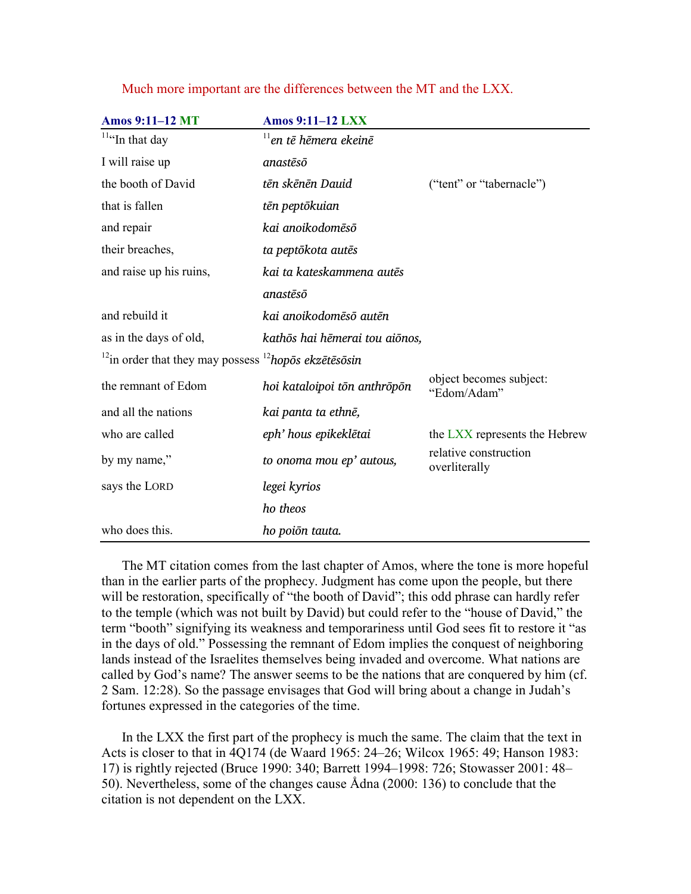Much more important are the differences between the MT and the LXX.

| Amos 9:11–12 MT | Amos 9:11–12 LXX | |
|---|---|---|
| [11]"In that day | [11]*en tē hēmera ekeinē* | |
| I will raise up | *anastēsō* | |
| the booth of David | *tēn skēnēn Dauid* | ("tent" or "tabernacle") |
| that is fallen | *tēn peptōkuian* | |
| and repair | *kai anoikodomēsō* | |
| their breaches, | *ta peptōkota autēs* | |
| and raise up his ruins, | *kai ta kateskammena autēs* | |
| | *anastēsō* | |
| and rebuild it | *kai anoikodomēsō autēn* | |
| as in the days of old, | *kathōs hai hēmerai tou aiōnos,* | |
| [12]in order that they may possess | [12]*hopōs ekzētēsōsin* | |
| the remnant of Edom | *hoi kataloipoi tōn anthrōpōn* | object becomes subject: "Edom/Adam" |
| and all the nations | *kai panta ta ethnē,* | |
| who are called | *eph' hous epikeklētai* | the LXX represents the Hebrew |
| by my name," | *to onoma mou ep' autous,* | relative construction overliterally |
| says the LORD | *legei kyrios* | |
| | *ho theos* | |
| who does this. | *ho poiōn tauta.* | |

The MT citation comes from the last chapter of Amos, where the tone is more hopeful than in the earlier parts of the prophecy. Judgment has come upon the people, but there will be restoration, specifically of "the booth of David"; this odd phrase can hardly refer to the temple (which was not built by David) but could refer to the "house of David," the term "booth" signifying its weakness and temporariness until God sees fit to restore it "as in the days of old." Possessing the remnant of Edom implies the conquest of neighboring lands instead of the Israelites themselves being invaded and overcome. What nations are called by God's name? The answer seems to be the nations that are conquered by him (cf. 2 Sam. 12:28). So the passage envisages that God will bring about a change in Judah's fortunes expressed in the categories of the time.

In the LXX the first part of the prophecy is much the same. The claim that the text in Acts is closer to that in 4Q174 (de Waard 1965: 24–26; Wilcox 1965: 49; Hanson 1983: 17) is rightly rejected (Bruce 1990: 340; Barrett 1994–1998: 726; Stowasser 2001: 48–50). Nevertheless, some of the changes cause Ådna (2000: 136) to conclude that the citation is not dependent on the LXX.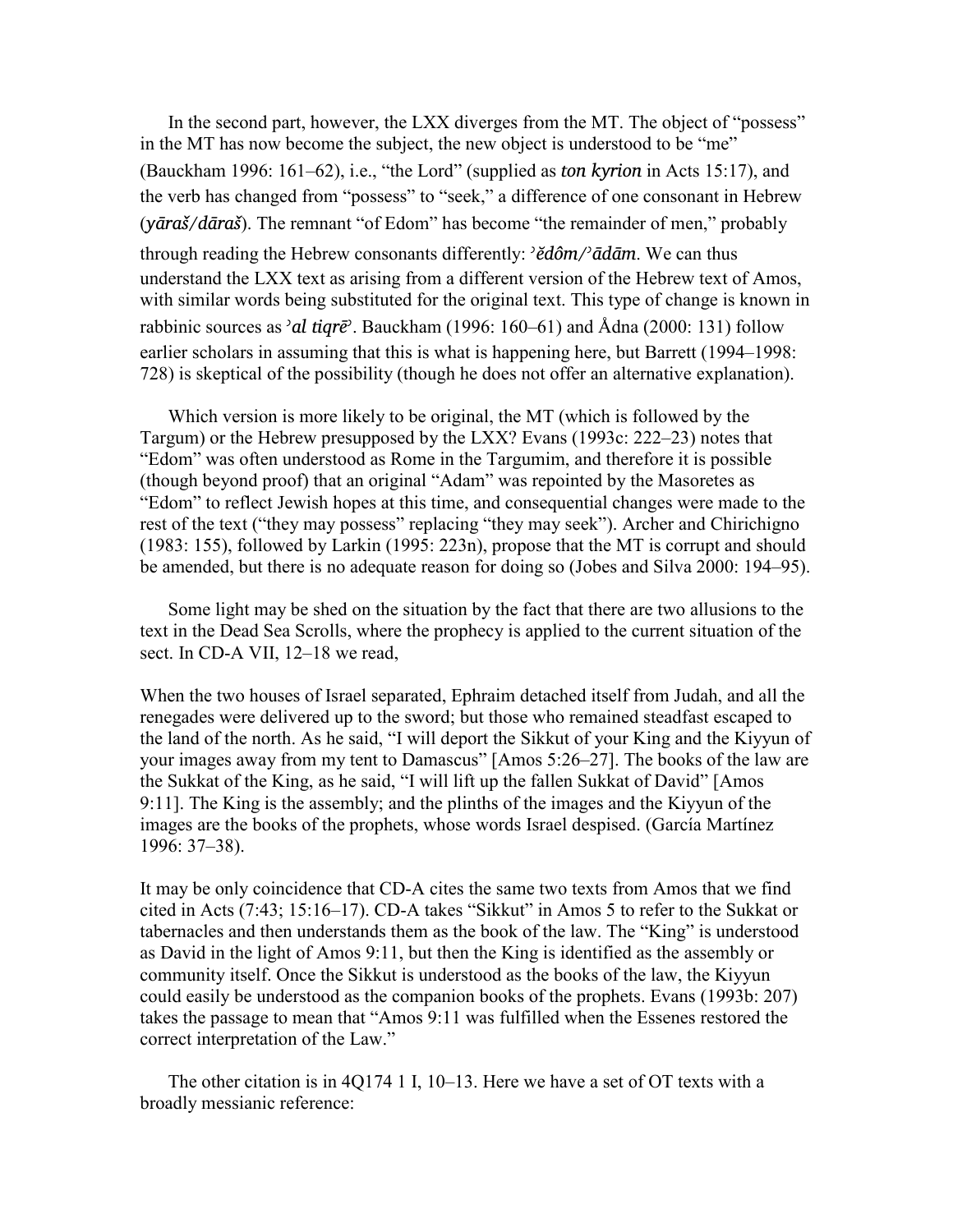In the second part, however, the LXX diverges from the MT. The object of "possess" in the MT has now become the subject, the new object is understood to be "me" (Bauckham 1996: 161–62), i.e., "the Lord" (supplied as *ton kyrion* in Acts 15:17), and the verb has changed from "possess" to "seek," a difference of one consonant in Hebrew (*yāraš/dāraš*). The remnant "of Edom" has become "the remainder of men," probably through reading the Hebrew consonants differently: *ʾĕdôm/ʾādām*. We can thus understand the LXX text as arising from a different version of the Hebrew text of Amos, with similar words being substituted for the original text. This type of change is known in rabbinic sources as *ʾal tiqrēʾ*. Bauckham (1996: 160–61) and Ådna (2000: 131) follow earlier scholars in assuming that this is what is happening here, but Barrett (1994–1998: 728) is skeptical of the possibility (though he does not offer an alternative explanation).

Which version is more likely to be original, the MT (which is followed by the Targum) or the Hebrew presupposed by the LXX? Evans (1993c: 222–23) notes that "Edom" was often understood as Rome in the Targumim, and therefore it is possible (though beyond proof) that an original "Adam" was repointed by the Masoretes as "Edom" to reflect Jewish hopes at this time, and consequential changes were made to the rest of the text ("they may possess" replacing "they may seek"). Archer and Chirichigno (1983: 155), followed by Larkin (1995: 223n), propose that the MT is corrupt and should be amended, but there is no adequate reason for doing so (Jobes and Silva 2000: 194–95).

Some light may be shed on the situation by the fact that there are two allusions to the text in the Dead Sea Scrolls, where the prophecy is applied to the current situation of the sect. In CD-A VII, 12–18 we read,

When the two houses of Israel separated, Ephraim detached itself from Judah, and all the renegades were delivered up to the sword; but those who remained steadfast escaped to the land of the north. As he said, "I will deport the Sikkut of your King and the Kiyyun of your images away from my tent to Damascus" [Amos 5:26–27]. The books of the law are the Sukkat of the King, as he said, "I will lift up the fallen Sukkat of David" [Amos 9:11]. The King is the assembly; and the plinths of the images and the Kiyyun of the images are the books of the prophets, whose words Israel despised. (García Martínez 1996: 37–38).

It may be only coincidence that CD-A cites the same two texts from Amos that we find cited in Acts (7:43; 15:16–17). CD-A takes "Sikkut" in Amos 5 to refer to the Sukkat or tabernacles and then understands them as the book of the law. The "King" is understood as David in the light of Amos 9:11, but then the King is identified as the assembly or community itself. Once the Sikkut is understood as the books of the law, the Kiyyun could easily be understood as the companion books of the prophets. Evans (1993b: 207) takes the passage to mean that "Amos 9:11 was fulfilled when the Essenes restored the correct interpretation of the Law."

The other citation is in 4Q174 1 I, 10–13. Here we have a set of OT texts with a broadly messianic reference: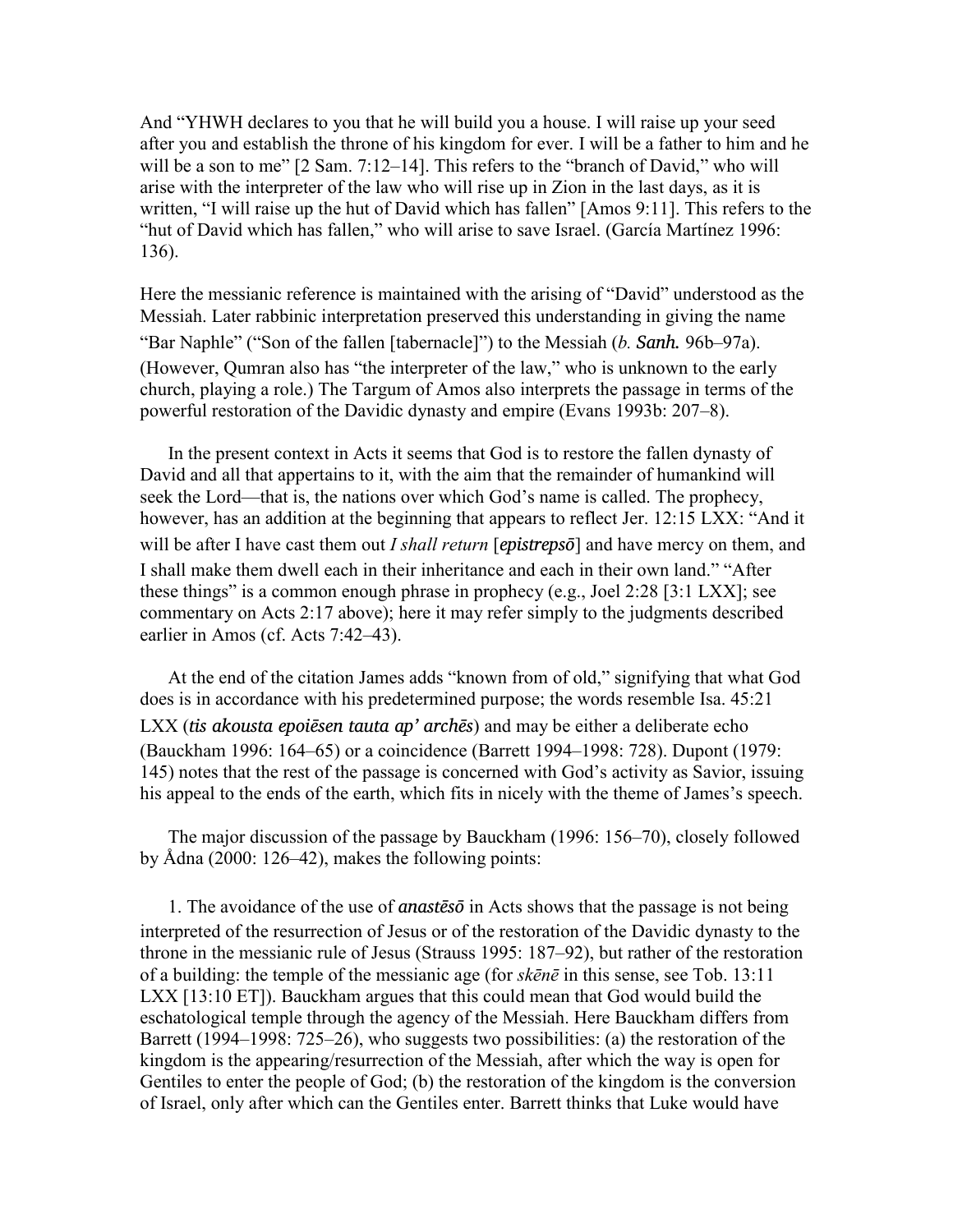And "YHWH declares to you that he will build you a house. I will raise up your seed after you and establish the throne of his kingdom for ever. I will be a father to him and he will be a son to me" [2 Sam. 7:12–14]. This refers to the "branch of David," who will arise with the interpreter of the law who will rise up in Zion in the last days, as it is written, "I will raise up the hut of David which has fallen" [Amos 9:11]. This refers to the "hut of David which has fallen," who will arise to save Israel. (García Martínez 1996: 136).

Here the messianic reference is maintained with the arising of "David" understood as the Messiah. Later rabbinic interpretation preserved this understanding in giving the name "Bar Naphle" ("Son of the fallen [tabernacle]") to the Messiah (*b. Sanh.* 96b–97a). (However, Qumran also has "the interpreter of the law," who is unknown to the early church, playing a role.) The Targum of Amos also interprets the passage in terms of the powerful restoration of the Davidic dynasty and empire (Evans 1993b: 207–8).

In the present context in Acts it seems that God is to restore the fallen dynasty of David and all that appertains to it, with the aim that the remainder of humankind will seek the Lord—that is, the nations over which God's name is called. The prophecy, however, has an addition at the beginning that appears to reflect Jer. 12:15 LXX: "And it will be after I have cast them out *I shall return* [*epistrepsō*] and have mercy on them, and I shall make them dwell each in their inheritance and each in their own land." "After these things" is a common enough phrase in prophecy (e.g., Joel 2:28 [3:1 LXX]; see commentary on Acts 2:17 above); here it may refer simply to the judgments described earlier in Amos (cf. Acts 7:42–43).

At the end of the citation James adds "known from of old," signifying that what God does is in accordance with his predetermined purpose; the words resemble Isa. 45:21 LXX (*tis akousta epoiēsen tauta ap' archēs*) and may be either a deliberate echo (Bauckham 1996: 164–65) or a coincidence (Barrett 1994–1998: 728). Dupont (1979: 145) notes that the rest of the passage is concerned with God's activity as Savior, issuing his appeal to the ends of the earth, which fits in nicely with the theme of James's speech.

The major discussion of the passage by Bauckham (1996: 156–70), closely followed by Ådna (2000: 126–42), makes the following points:

1. The avoidance of the use of *anastēsō* in Acts shows that the passage is not being interpreted of the resurrection of Jesus or of the restoration of the Davidic dynasty to the throne in the messianic rule of Jesus (Strauss 1995: 187–92), but rather of the restoration of a building: the temple of the messianic age (for *skēnē* in this sense, see Tob. 13:11 LXX [13:10 ET]). Bauckham argues that this could mean that God would build the eschatological temple through the agency of the Messiah. Here Bauckham differs from Barrett (1994–1998: 725–26), who suggests two possibilities: (a) the restoration of the kingdom is the appearing/resurrection of the Messiah, after which the way is open for Gentiles to enter the people of God; (b) the restoration of the kingdom is the conversion of Israel, only after which can the Gentiles enter. Barrett thinks that Luke would have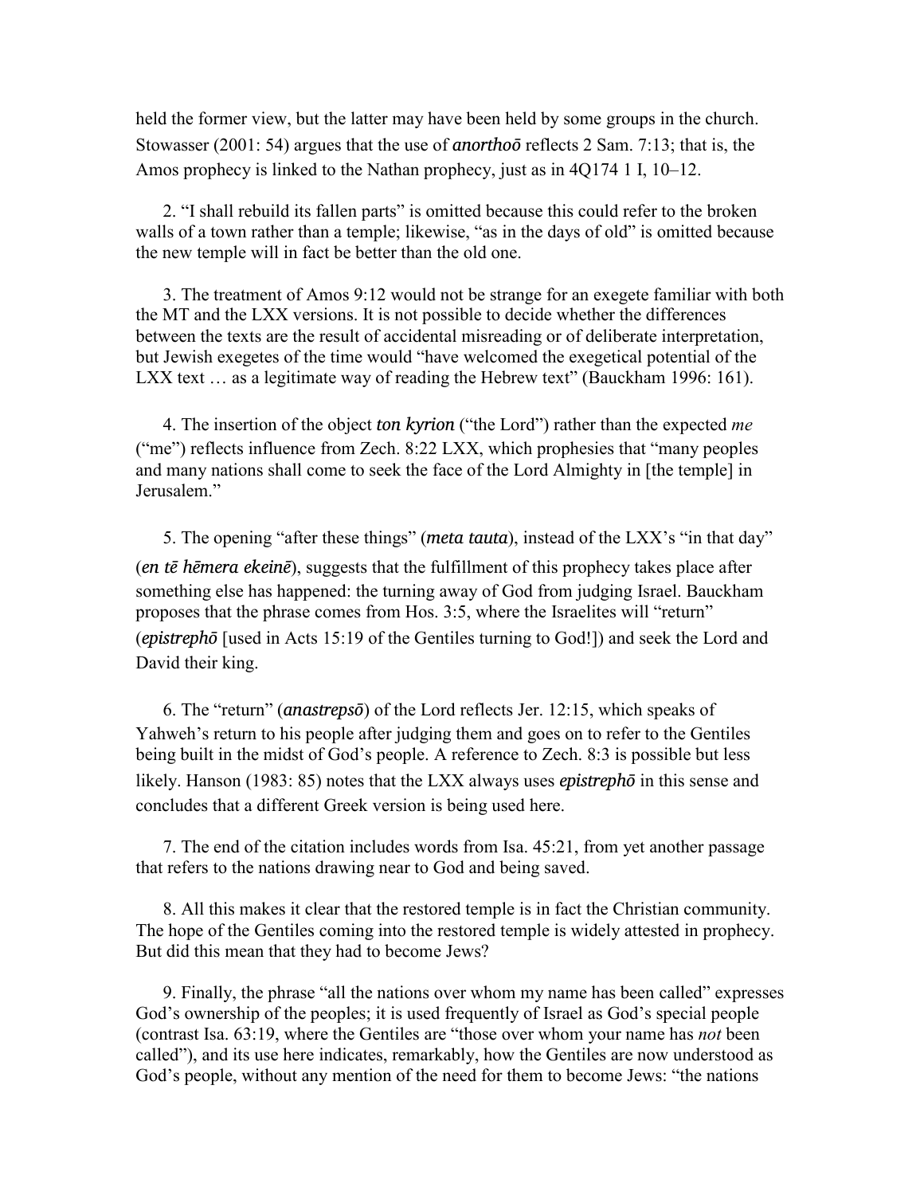held the former view, but the latter may have been held by some groups in the church. Stowasser (2001: 54) argues that the use of ***anorthoō*** reflects 2 Sam. 7:13; that is, the Amos prophecy is linked to the Nathan prophecy, just as in 4Q174 1 I, 10–12.

2. "I shall rebuild its fallen parts" is omitted because this could refer to the broken walls of a town rather than a temple; likewise, "as in the days of old" is omitted because the new temple will in fact be better than the old one.

3. The treatment of Amos 9:12 would not be strange for an exegete familiar with both the MT and the LXX versions. It is not possible to decide whether the differences between the texts are the result of accidental misreading or of deliberate interpretation, but Jewish exegetes of the time would "have welcomed the exegetical potential of the LXX text … as a legitimate way of reading the Hebrew text" (Bauckham 1996: 161).

4. The insertion of the object ***ton kyrion*** ("the Lord") rather than the expected *me* ("me") reflects influence from Zech. 8:22 LXX, which prophesies that "many peoples and many nations shall come to seek the face of the Lord Almighty in [the temple] in Jerusalem."

5. The opening "after these things" (***meta tauta***), instead of the LXX's "in that day" (***en tē hēmera ekeinē***), suggests that the fulfillment of this prophecy takes place after something else has happened: the turning away of God from judging Israel. Bauckham proposes that the phrase comes from Hos. 3:5, where the Israelites will "return" (***epistrephō*** [used in Acts 15:19 of the Gentiles turning to God!]) and seek the Lord and David their king.

6. The "return" (***anastrepsō***) of the Lord reflects Jer. 12:15, which speaks of Yahweh's return to his people after judging them and goes on to refer to the Gentiles being built in the midst of God's people. A reference to Zech. 8:3 is possible but less likely. Hanson (1983: 85) notes that the LXX always uses ***epistrephō*** in this sense and concludes that a different Greek version is being used here.

7. The end of the citation includes words from Isa. 45:21, from yet another passage that refers to the nations drawing near to God and being saved.

8. All this makes it clear that the restored temple is in fact the Christian community. The hope of the Gentiles coming into the restored temple is widely attested in prophecy. But did this mean that they had to become Jews?

9. Finally, the phrase "all the nations over whom my name has been called" expresses God's ownership of the peoples; it is used frequently of Israel as God's special people (contrast Isa. 63:19, where the Gentiles are "those over whom your name has *not* been called"), and its use here indicates, remarkably, how the Gentiles are now understood as God's people, without any mention of the need for them to become Jews: "the nations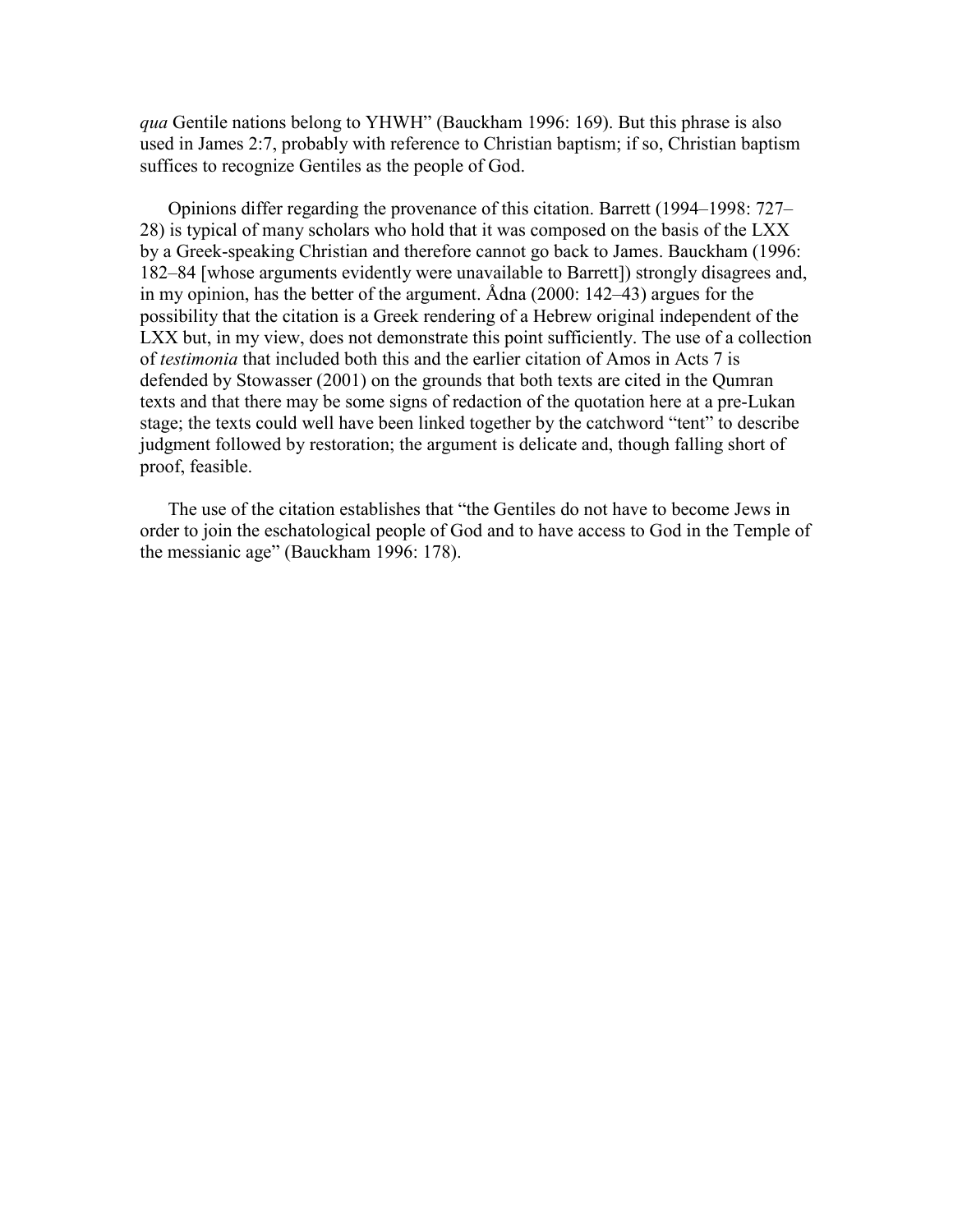*qua* Gentile nations belong to YHWH" (Bauckham 1996: 169). But this phrase is also used in James 2:7, probably with reference to Christian baptism; if so, Christian baptism suffices to recognize Gentiles as the people of God.

Opinions differ regarding the provenance of this citation. Barrett (1994–1998: 727–28) is typical of many scholars who hold that it was composed on the basis of the LXX by a Greek-speaking Christian and therefore cannot go back to James. Bauckham (1996: 182–84 [whose arguments evidently were unavailable to Barrett]) strongly disagrees and, in my opinion, has the better of the argument. Ådna (2000: 142–43) argues for the possibility that the citation is a Greek rendering of a Hebrew original independent of the LXX but, in my view, does not demonstrate this point sufficiently. The use of a collection of *testimonia* that included both this and the earlier citation of Amos in Acts 7 is defended by Stowasser (2001) on the grounds that both texts are cited in the Qumran texts and that there may be some signs of redaction of the quotation here at a pre-Lukan stage; the texts could well have been linked together by the catchword "tent" to describe judgment followed by restoration; the argument is delicate and, though falling short of proof, feasible.

The use of the citation establishes that "the Gentiles do not have to become Jews in order to join the eschatological people of God and to have access to God in the Temple of the messianic age" (Bauckham 1996: 178).